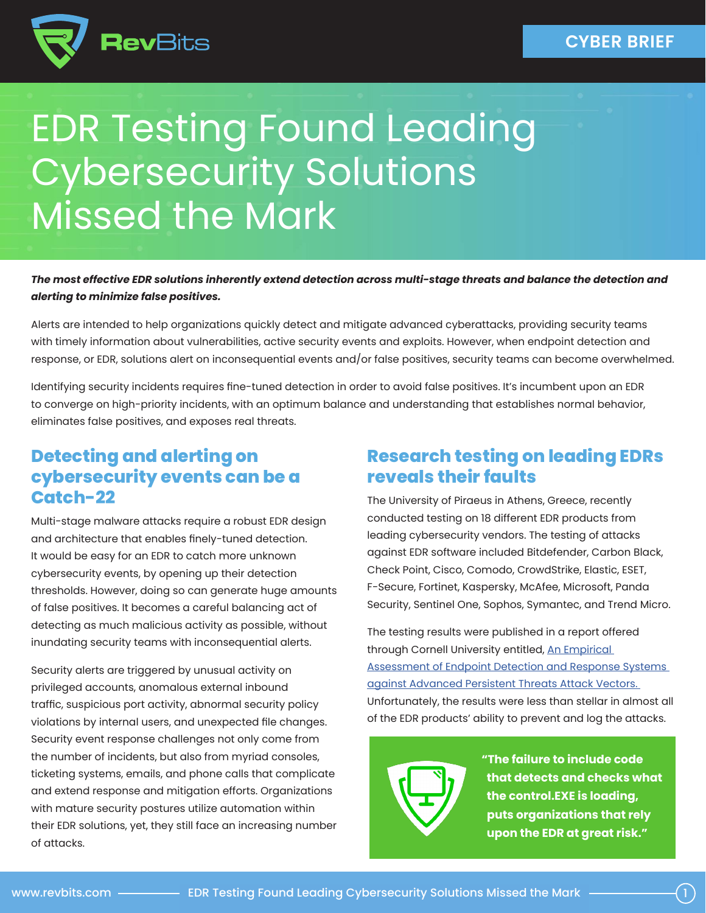CYBER BRIEF

# EDR Testing Found Leading Cybersecurity Solutions Missed the Mark

***The most effective EDR solutions inherently extend detection across multi-stage threats and balance the detection and alerting to minimize false positives.***

Alerts are intended to help organizations quickly detect and mitigate advanced cyberattacks, providing security teams with timely information about vulnerabilities, active security events and exploits. However, when endpoint detection and response, or EDR, solutions alert on inconsequential events and/or false positives, security teams can become overwhelmed.

Identifying security incidents requires fine-tuned detection in order to avoid false positives. It's incumbent upon an EDR to converge on high-priority incidents, with an optimum balance and understanding that establishes normal behavior, eliminates false positives, and exposes real threats.

## Detecting and alerting on cybersecurity events can be a Catch-22

Multi-stage malware attacks require a robust EDR design and architecture that enables finely-tuned detection. It would be easy for an EDR to catch more unknown cybersecurity events, by opening up their detection thresholds. However, doing so can generate huge amounts of false positives. It becomes a careful balancing act of detecting as much malicious activity as possible, without inundating security teams with inconsequential alerts.

Security alerts are triggered by unusual activity on privileged accounts, anomalous external inbound traffic, suspicious port activity, abnormal security policy violations by internal users, and unexpected file changes. Security event response challenges not only come from the number of incidents, but also from myriad consoles, ticketing systems, emails, and phone calls that complicate and extend response and mitigation efforts. Organizations with mature security postures utilize automation within their EDR solutions, yet, they still face an increasing number of attacks.

## Research testing on leading EDRs reveals their faults

The University of Piraeus in Athens, Greece, recently conducted testing on 18 different EDR products from leading cybersecurity vendors. The testing of attacks against EDR software included Bitdefender, Carbon Black, Check Point, Cisco, Comodo, CrowdStrike, Elastic, ESET, F-Secure, Fortinet, Kaspersky, McAfee, Microsoft, Panda Security, Sentinel One, Sophos, Symantec, and Trend Micro.

The testing results were published in a report offered through Cornell University entitled, An Empirical Assessment of Endpoint Detection and Response Systems against Advanced Persistent Threats Attack Vectors. Unfortunately, the results were less than stellar in almost all of the EDR products' ability to prevent and log the attacks.

> **"The failure to include code that detects and checks what the control.EXE is loading, puts organizations that rely upon the EDR at great risk."**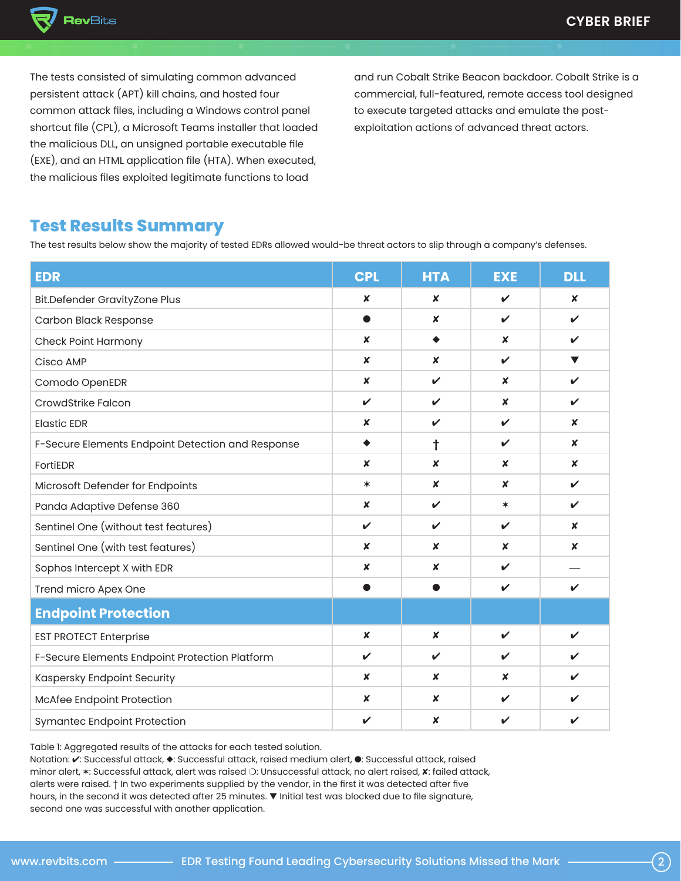The tests consisted of simulating common advanced persistent attack (APT) kill chains, and hosted four common attack files, including a Windows control panel shortcut file (CPL), a Microsoft Teams installer that loaded the malicious DLL, an unsigned portable executable file (EXE), and an HTML application file (HTA). When executed, the malicious files exploited legitimate functions to load and run Cobalt Strike Beacon backdoor. Cobalt Strike is a commercial, full-featured, remote access tool designed to execute targeted attacks and emulate the post-exploitation actions of advanced threat actors.

## Test Results Summary

The test results below show the majority of tested EDRs allowed would-be threat actors to slip through a company's defenses.

| EDR | CPL | HTA | EXE | DLL |
|---|---|---|---|---|
| Bit.Defender GravityZone Plus | ✘ | ✘ | ✔ | ✘ |
| Carbon Black Response | ● | ✘ | ✔ | ✔ |
| Check Point Harmony | ✘ | ◆ | ✘ | ✔ |
| Cisco AMP | ✘ | ✘ | ✔ | ▼ |
| Comodo OpenEDR | ✘ | ✔ | ✘ | ✔ |
| CrowdStrike Falcon | ✔ | ✔ | ✘ | ✔ |
| Elastic EDR | ✘ | ✔ | ✔ | ✘ |
| F-Secure Elements Endpoint Detection and Response | ◆ | † | ✔ | ✘ |
| FortiEDR | ✘ | ✘ | ✘ | ✘ |
| Microsoft Defender for Endpoints | ✶ | ✘ | ✘ | ✔ |
| Panda Adaptive Defense 360 | ✘ | ✔ | ✶ | ✔ |
| Sentinel One (without test features) | ✔ | ✔ | ✔ | ✘ |
| Sentinel One (with test features) | ✘ | ✘ | ✘ | ✘ |
| Sophos Intercept X with EDR | ✘ | ✘ | ✔ | — |
| Trend micro Apex One | ● | ● | ✔ | ✔ |
| **Endpoint Protection** | | | | |
| EST PROTECT Enterprise | ✘ | ✘ | ✔ | ✔ |
| F-Secure Elements Endpoint Protection Platform | ✔ | ✔ | ✔ | ✔ |
| Kaspersky Endpoint Security | ✘ | ✘ | ✘ | ✔ |
| McAfee Endpoint Protection | ✘ | ✘ | ✔ | ✔ |
| Symantec Endpoint Protection | ✔ | ✘ | ✔ | ✔ |

Table 1: Aggregated results of the attacks for each tested solution.
Notation: ✔: Successful attack, ◆: Successful attack, raised medium alert, ●: Successful attack, raised minor alert, ✶: Successful attack, alert was raised ❍: Unsuccessful attack, no alert raised, ✘: failed attack, alerts were raised. † In two experiments supplied by the vendor, in the first it was detected after five hours, in the second it was detected after 25 minutes. ▼ Initial test was blocked due to file signature, second one was successful with another application.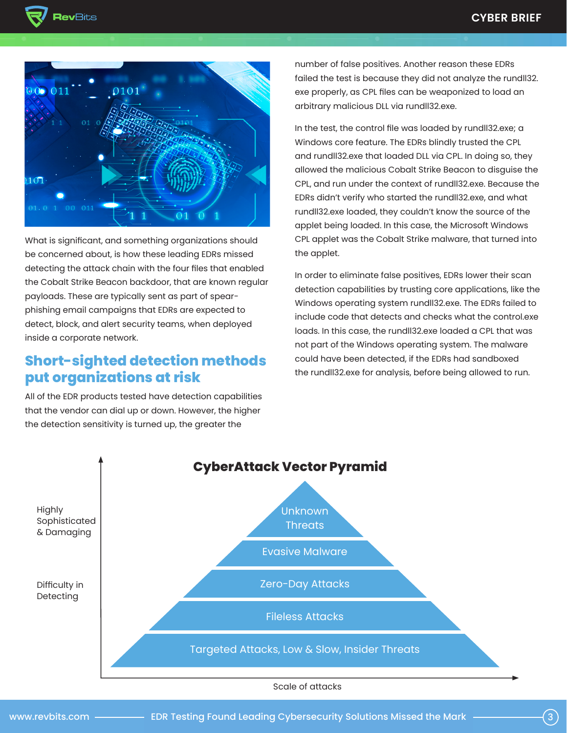What is significant, and something organizations should be concerned about, is how these leading EDRs missed detecting the attack chain with the four files that enabled the Cobalt Strike Beacon backdoor, that are known regular payloads. These are typically sent as part of spear-phishing email campaigns that EDRs are expected to detect, block, and alert security teams, when deployed inside a corporate network.

## Short-sighted detection methods put organizations at risk

All of the EDR products tested have detection capabilities that the vendor can dial up or down. However, the higher the detection sensitivity is turned up, the greater the number of false positives. Another reason these EDRs failed the test is because they did not analyze the rundll32.exe properly, as CPL files can be weaponized to load an arbitrary malicious DLL via rundll32.exe.

In the test, the control file was loaded by rundll32.exe; a Windows core feature. The EDRs blindly trusted the CPL and rundll32.exe that loaded DLL via CPL. In doing so, they allowed the malicious Cobalt Strike Beacon to disguise the CPL, and run under the context of rundll32.exe. Because the EDRs didn't verify who started the rundll32.exe, and what rundll32.exe loaded, they couldn't know the source of the applet being loaded. In this case, the Microsoft Windows CPL applet was the Cobalt Strike malware, that turned into the applet.

In order to eliminate false positives, EDRs lower their scan detection capabilities by trusting core applications, like the Windows operating system rundll32.exe. The EDRs failed to include code that detects and checks what the control.exe loads. In this case, the rundll32.exe loaded a CPL that was not part of the Windows operating system. The malware could have been detected, if the EDRs had sandboxed the rundll32.exe for analysis, before being allowed to run.

### CyberAttack Vector Pyramid

- Unknown Threats
- Evasive Malware
- Zero-Day Attacks
- Fileless Attacks
- Targeted Attacks, Low & Slow, Insider Threats

Vertical axis: Highly Sophisticated & Damaging; Difficulty in Detecting

Horizontal axis: Scale of attacks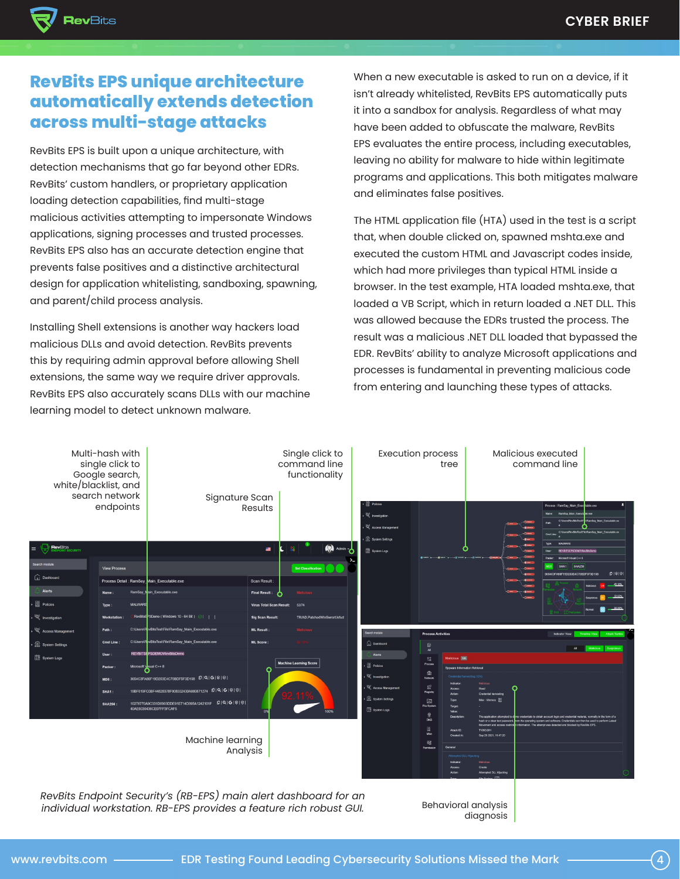## RevBits EPS unique architecture automatically extends detection across multi-stage attacks

RevBits EPS is built upon a unique architecture, with detection mechanisms that go far beyond other EDRs. RevBits' custom handlers, or proprietary application loading detection capabilities, find multi-stage malicious activities attempting to impersonate Windows applications, signing processes and trusted processes. RevBits EPS also has an accurate detection engine that prevents false positives and a distinctive architectural design for application whitelisting, sandboxing, spawning, and parent/child process analysis.

Installing Shell extensions is another way hackers load malicious DLLs and avoid detection. RevBits prevents this by requiring admin approval before allowing Shell extensions, the same way we require driver approvals. RevBits EPS also accurately scans DLLs with our machine learning model to detect unknown malware.

When a new executable is asked to run on a device, if it isn't already whitelisted, RevBits EPS automatically puts it into a sandbox for analysis. Regardless of what may have been added to obfuscate the malware, RevBits EPS evaluates the entire process, including executables, leaving no ability for malware to hide within legitimate programs and applications. This both mitigates malware and eliminates false positives.

The HTML application file (HTA) used in the test is a script that, when double clicked on, spawned mshta.exe and executed the custom HTML and Javascript codes inside, which had more privileges than typical HTML inside a browser. In the test example, HTA loaded mshta.exe, that loaded a VB Script, which in return loaded a .NET DLL. This was allowed because the EDRs trusted the process. The result was a malicious .NET DLL loaded that bypassed the EDR. RevBits' ability to analyze Microsoft applications and processes is fundamental in preventing malicious code from entering and launching these types of attacks.

Multi-hash with single click to Google search, white/blacklist, and search network endpoints

Signature Scan Results

Single click to command line functionality

Execution process tree

Malicious executed command line

Machine learning Analysis

Behavioral analysis diagnosis

*RevBits Endpoint Security's (RB-EPS) main alert dashboard for an individual workstation. RB-EPS provides a feature rich robust GUI.*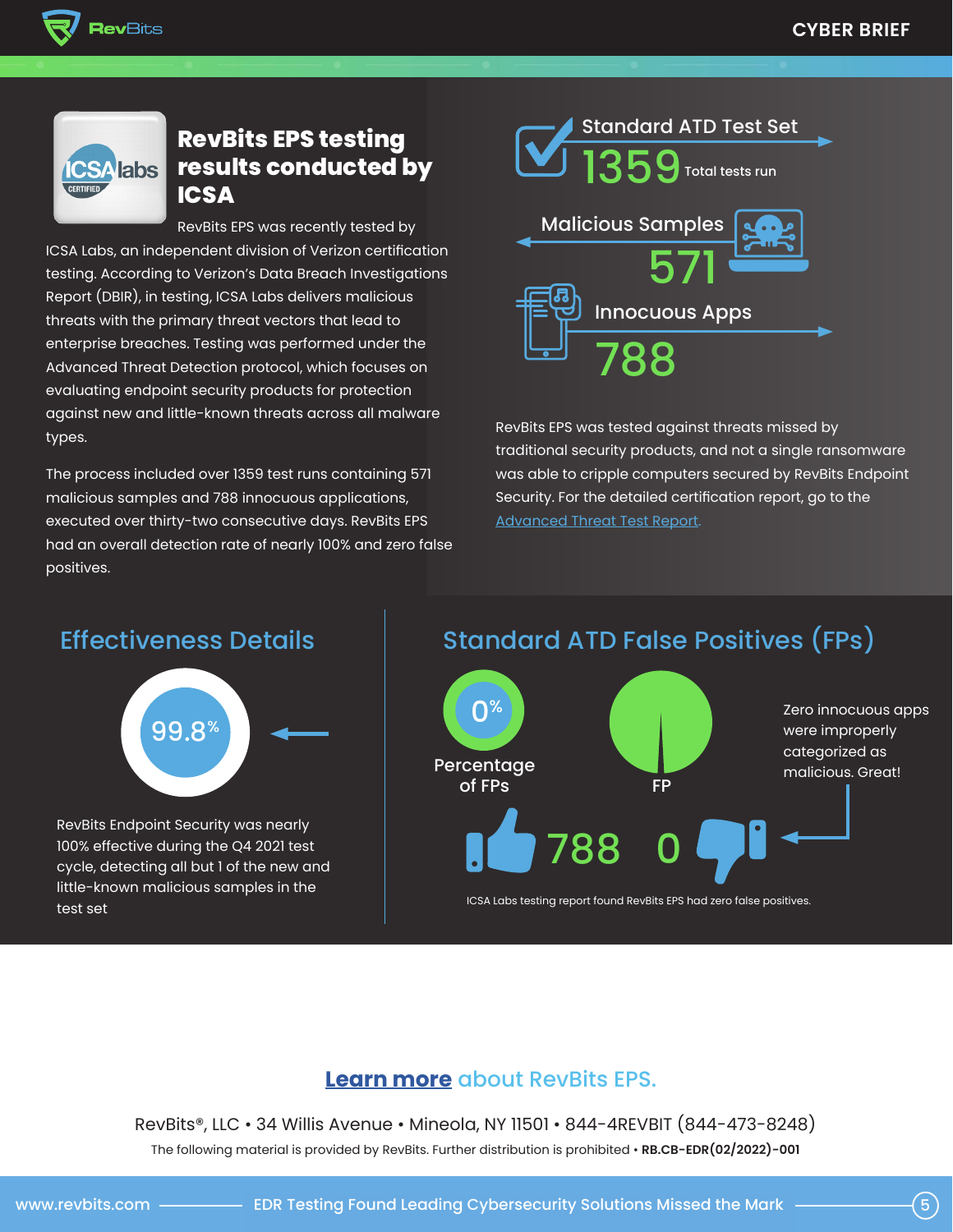## RevBits EPS testing results conducted by ICSA

RevBits EPS was recently tested by ICSA Labs, an independent division of Verizon certification testing. According to Verizon's Data Breach Investigations Report (DBIR), in testing, ICSA Labs delivers malicious threats with the primary threat vectors that lead to enterprise breaches. Testing was performed under the Advanced Threat Detection protocol, which focuses on evaluating endpoint security products for protection against new and little-known threats across all malware types.

The process included over 1359 test runs containing 571 malicious samples and 788 innocuous applications, executed over thirty-two consecutive days. RevBits EPS had an overall detection rate of nearly 100% and zero false positives.

Standard ATD Test Set

1359 Total tests run

Malicious Samples

571

Innocuous Apps

788

RevBits EPS was tested against threats missed by traditional security products, and not a single ransomware was able to cripple computers secured by RevBits Endpoint Security. For the detailed certification report, go to the [Advanced Threat Test Report](#).

## Effectiveness Details

99.8%

RevBits Endpoint Security was nearly 100% effective during the Q4 2021 test cycle, detecting all but 1 of the new and little-known malicious samples in the test set

## Standard ATD False Positives (FPs)

0%

Percentage of FPs

FP

Zero innocuous apps were improperly categorized as malicious. Great!

788 0

ICSA Labs testing report found RevBits EPS had zero false positives.

**[Learn more](#)** about RevBits EPS.

RevBits®, LLC • 34 Willis Avenue • Mineola, NY 11501 • 844-4REVBIT (844-473-8248)

The following material is provided by RevBits. Further distribution is prohibited • **RB.CB-EDR(02/2022)-001**